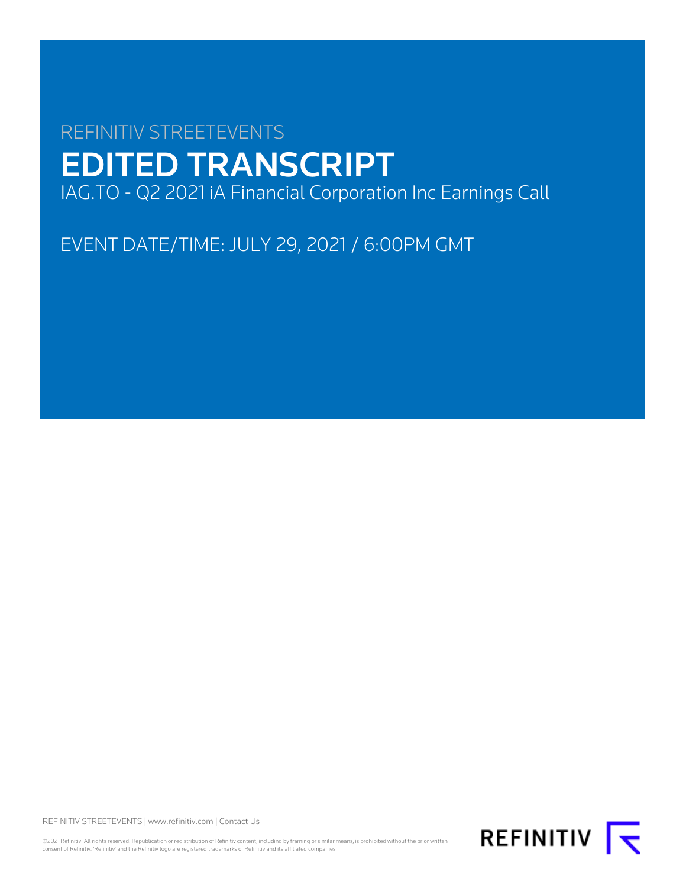REFINITIV STREETEVENTS

# EDITED TRANSCRIPT

IAG.TO - Q2 2021 iA Financial Corporation Inc Earnings Call

EVENT DATE/TIME: JULY 29, 2021 / 6:00PM GMT

REFINITIV STREETEVENTS | www.refinitiv.com | Contact Us

©2021 Refinitiv. All rights reserved. Republication or redistribution of Refinitiv content, including by framing or similar means, is prohibited without the prior written consent of Refinitiv. 'Refinitiv' and the Refinitiv logo are registered trademarks of Refinitiv and its affiliated companies.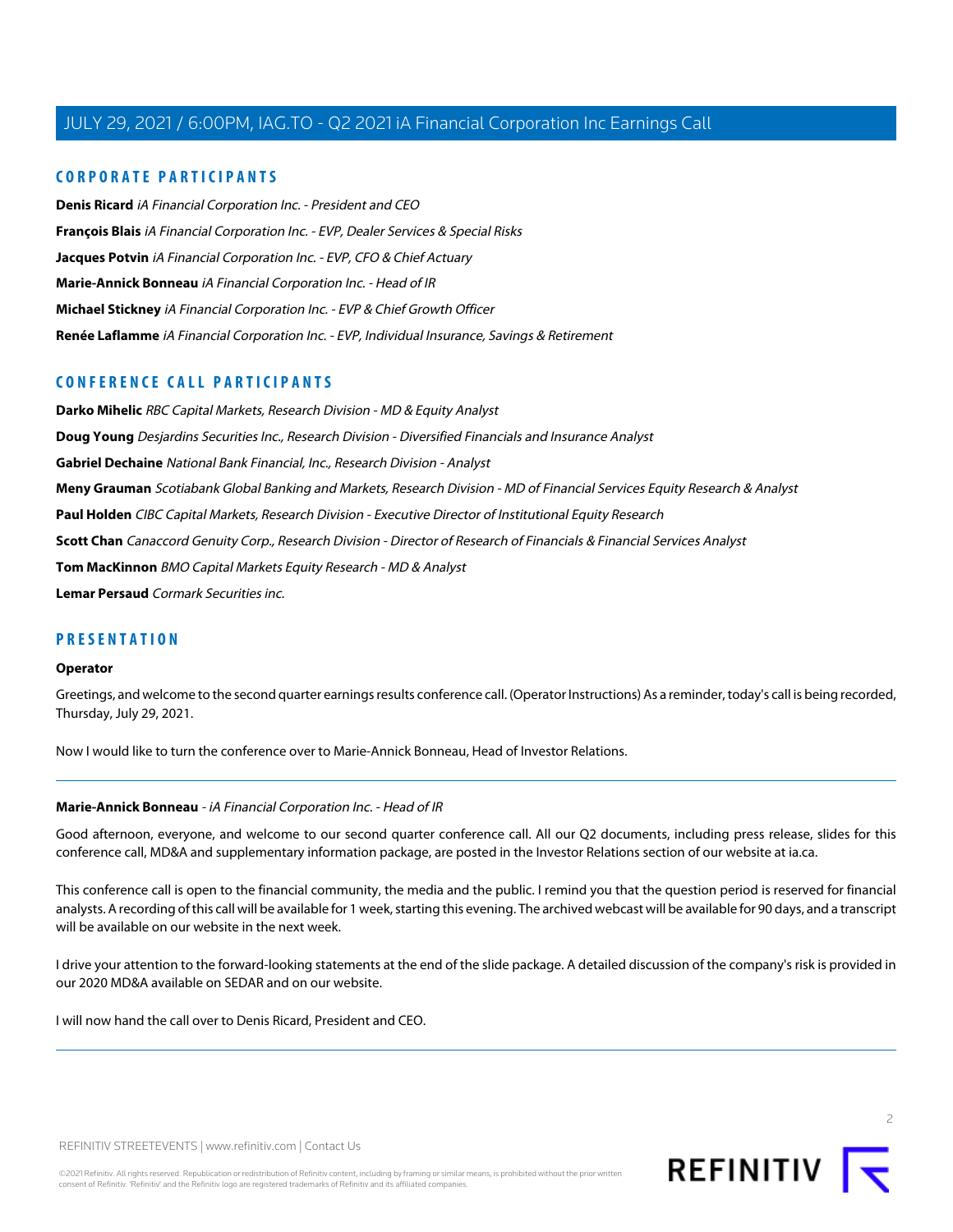## CORPORATE PARTICIPANTS

**Denis Ricard** *iA Financial Corporation Inc. - President and CEO*

**François Blais** *iA Financial Corporation Inc. - EVP, Dealer Services & Special Risks*

**Jacques Potvin** *iA Financial Corporation Inc. - EVP, CFO & Chief Actuary*

**Marie-Annick Bonneau** *iA Financial Corporation Inc. - Head of IR*

**Michael Stickney** *iA Financial Corporation Inc. - EVP & Chief Growth Officer*

**Renée Laflamme** *iA Financial Corporation Inc. - EVP, Individual Insurance, Savings & Retirement*

## CONFERENCE CALL PARTICIPANTS

**Darko Mihelic** *RBC Capital Markets, Research Division - MD & Equity Analyst*

**Doug Young** *Desjardins Securities Inc., Research Division - Diversified Financials and Insurance Analyst*

**Gabriel Dechaine** *National Bank Financial, Inc., Research Division - Analyst*

**Meny Grauman** *Scotiabank Global Banking and Markets, Research Division - MD of Financial Services Equity Research & Analyst*

**Paul Holden** *CIBC Capital Markets, Research Division - Executive Director of Institutional Equity Research*

**Scott Chan** *Canaccord Genuity Corp., Research Division - Director of Research of Financials & Financial Services Analyst*

**Tom MacKinnon** *BMO Capital Markets Equity Research - MD & Analyst*

**Lemar Persaud** *Cormark Securities inc.*

## PRESENTATION

**Operator**

Greetings, and welcome to the second quarter earnings results conference call. (Operator Instructions) As a reminder, today's call is being recorded, Thursday, July 29, 2021.

Now I would like to turn the conference over to Marie-Annick Bonneau, Head of Investor Relations.

---

**Marie-Annick Bonneau** - *iA Financial Corporation Inc. - Head of IR*

Good afternoon, everyone, and welcome to our second quarter conference call. All our Q2 documents, including press release, slides for this conference call, MD&A and supplementary information package, are posted in the Investor Relations section of our website at ia.ca.

This conference call is open to the financial community, the media and the public. I remind you that the question period is reserved for financial analysts. A recording of this call will be available for 1 week, starting this evening. The archived webcast will be available for 90 days, and a transcript will be available on our website in the next week.

I drive your attention to the forward-looking statements at the end of the slide package. A detailed discussion of the company's risk is provided in our 2020 MD&A available on SEDAR and on our website.

I will now hand the call over to Denis Ricard, President and CEO.

---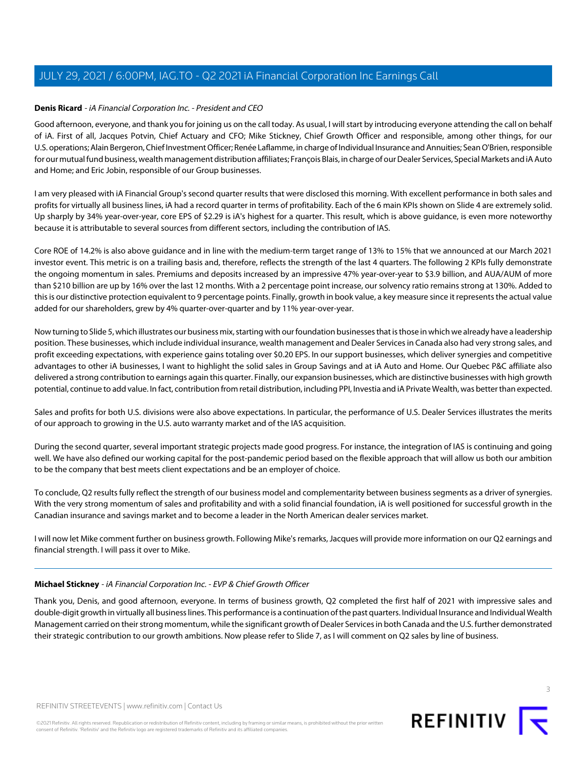**Denis Ricard** - *iA Financial Corporation Inc. - President and CEO*

Good afternoon, everyone, and thank you for joining us on the call today. As usual, I will start by introducing everyone attending the call on behalf of iA. First of all, Jacques Potvin, Chief Actuary and CFO; Mike Stickney, Chief Growth Officer and responsible, among other things, for our U.S. operations; Alain Bergeron, Chief Investment Officer; Renée Laflamme, in charge of Individual Insurance and Annuities; Sean O'Brien, responsible for our mutual fund business, wealth management distribution affiliates; François Blais, in charge of our Dealer Services, Special Markets and iA Auto and Home; and Eric Jobin, responsible of our Group businesses.

I am very pleased with iA Financial Group's second quarter results that were disclosed this morning. With excellent performance in both sales and profits for virtually all business lines, iA had a record quarter in terms of profitability. Each of the 6 main KPIs shown on Slide 4 are extremely solid. Up sharply by 34% year-over-year, core EPS of $2.29 is iA's highest for a quarter. This result, which is above guidance, is even more noteworthy because it is attributable to several sources from different sectors, including the contribution of IAS.

Core ROE of 14.2% is also above guidance and in line with the medium-term target range of 13% to 15% that we announced at our March 2021 investor event. This metric is on a trailing basis and, therefore, reflects the strength of the last 4 quarters. The following 2 KPIs fully demonstrate the ongoing momentum in sales. Premiums and deposits increased by an impressive 47% year-over-year to $3.9 billion, and AUA/AUM of more than $210 billion are up by 16% over the last 12 months. With a 2 percentage point increase, our solvency ratio remains strong at 130%. Added to this is our distinctive protection equivalent to 9 percentage points. Finally, growth in book value, a key measure since it represents the actual value added for our shareholders, grew by 4% quarter-over-quarter and by 11% year-over-year.

Now turning to Slide 5, which illustrates our business mix, starting with our foundation businesses that is those in which we already have a leadership position. These businesses, which include individual insurance, wealth management and Dealer Services in Canada also had very strong sales, and profit exceeding expectations, with experience gains totaling over $0.20 EPS. In our support businesses, which deliver synergies and competitive advantages to other iA businesses, I want to highlight the solid sales in Group Savings and at iA Auto and Home. Our Quebec P&C affiliate also delivered a strong contribution to earnings again this quarter. Finally, our expansion businesses, which are distinctive businesses with high growth potential, continue to add value. In fact, contribution from retail distribution, including PPI, Investia and iA Private Wealth, was better than expected.

Sales and profits for both U.S. divisions were also above expectations. In particular, the performance of U.S. Dealer Services illustrates the merits of our approach to growing in the U.S. auto warranty market and of the IAS acquisition.

During the second quarter, several important strategic projects made good progress. For instance, the integration of IAS is continuing and going well. We have also defined our working capital for the post-pandemic period based on the flexible approach that will allow us both our ambition to be the company that best meets client expectations and be an employer of choice.

To conclude, Q2 results fully reflect the strength of our business model and complementarity between business segments as a driver of synergies. With the very strong momentum of sales and profitability and with a solid financial foundation, iA is well positioned for successful growth in the Canadian insurance and savings market and to become a leader in the North American dealer services market.

I will now let Mike comment further on business growth. Following Mike's remarks, Jacques will provide more information on our Q2 earnings and financial strength. I will pass it over to Mike.

---

**Michael Stickney** - *iA Financial Corporation Inc. - EVP & Chief Growth Officer*

Thank you, Denis, and good afternoon, everyone. In terms of business growth, Q2 completed the first half of 2021 with impressive sales and double-digit growth in virtually all business lines. This performance is a continuation of the past quarters. Individual Insurance and Individual Wealth Management carried on their strong momentum, while the significant growth of Dealer Services in both Canada and the U.S. further demonstrated their strategic contribution to our growth ambitions. Now please refer to Slide 7, as I will comment on Q2 sales by line of business.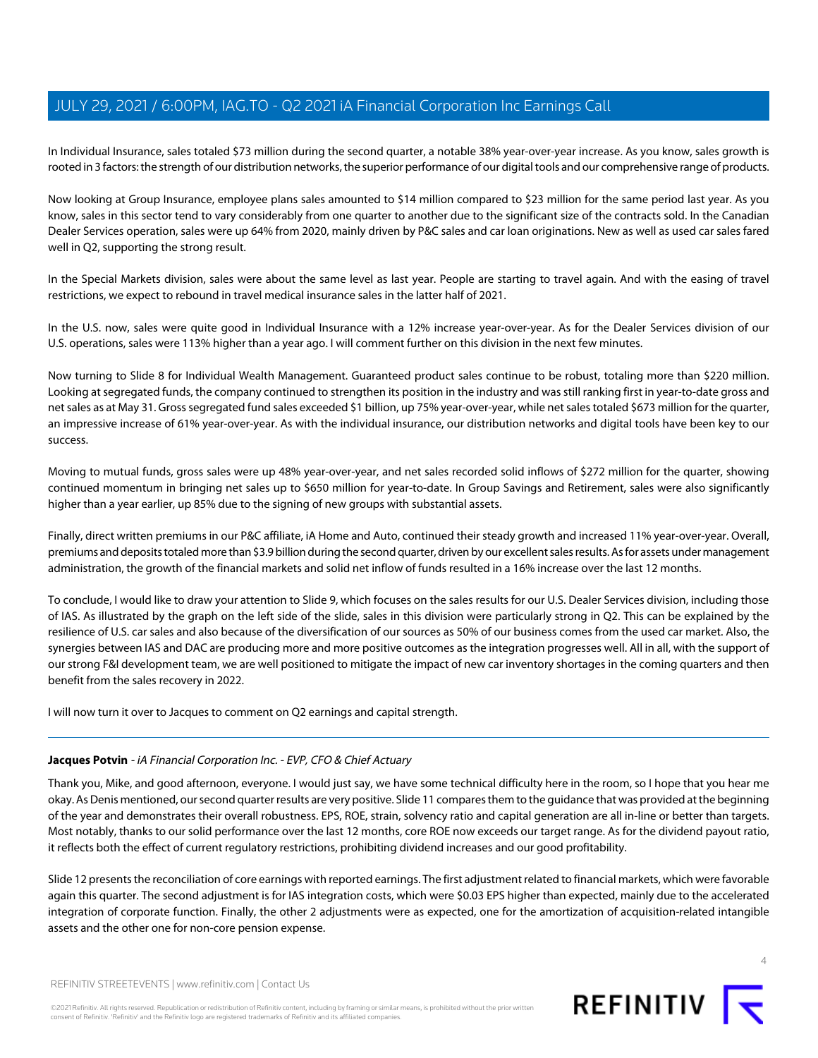In Individual Insurance, sales totaled $73 million during the second quarter, a notable 38% year-over-year increase. As you know, sales growth is rooted in 3 factors: the strength of our distribution networks, the superior performance of our digital tools and our comprehensive range of products.

Now looking at Group Insurance, employee plans sales amounted to $14 million compared to $23 million for the same period last year. As you know, sales in this sector tend to vary considerably from one quarter to another due to the significant size of the contracts sold. In the Canadian Dealer Services operation, sales were up 64% from 2020, mainly driven by P&C sales and car loan originations. New as well as used car sales fared well in Q2, supporting the strong result.

In the Special Markets division, sales were about the same level as last year. People are starting to travel again. And with the easing of travel restrictions, we expect to rebound in travel medical insurance sales in the latter half of 2021.

In the U.S. now, sales were quite good in Individual Insurance with a 12% increase year-over-year. As for the Dealer Services division of our U.S. operations, sales were 113% higher than a year ago. I will comment further on this division in the next few minutes.

Now turning to Slide 8 for Individual Wealth Management. Guaranteed product sales continue to be robust, totaling more than $220 million. Looking at segregated funds, the company continued to strengthen its position in the industry and was still ranking first in year-to-date gross and net sales as at May 31. Gross segregated fund sales exceeded $1 billion, up 75% year-over-year, while net sales totaled $673 million for the quarter, an impressive increase of 61% year-over-year. As with the individual insurance, our distribution networks and digital tools have been key to our success.

Moving to mutual funds, gross sales were up 48% year-over-year, and net sales recorded solid inflows of $272 million for the quarter, showing continued momentum in bringing net sales up to $650 million for year-to-date. In Group Savings and Retirement, sales were also significantly higher than a year earlier, up 85% due to the signing of new groups with substantial assets.

Finally, direct written premiums in our P&C affiliate, iA Home and Auto, continued their steady growth and increased 11% year-over-year. Overall, premiums and deposits totaled more than $3.9 billion during the second quarter, driven by our excellent sales results. As for assets under management administration, the growth of the financial markets and solid net inflow of funds resulted in a 16% increase over the last 12 months.

To conclude, I would like to draw your attention to Slide 9, which focuses on the sales results for our U.S. Dealer Services division, including those of IAS. As illustrated by the graph on the left side of the slide, sales in this division were particularly strong in Q2. This can be explained by the resilience of U.S. car sales and also because of the diversification of our sources as 50% of our business comes from the used car market. Also, the synergies between IAS and DAC are producing more and more positive outcomes as the integration progresses well. All in all, with the support of our strong F&I development team, we are well positioned to mitigate the impact of new car inventory shortages in the coming quarters and then benefit from the sales recovery in 2022.

I will now turn it over to Jacques to comment on Q2 earnings and capital strength.

---

**Jacques Potvin** - *iA Financial Corporation Inc. - EVP, CFO & Chief Actuary*

Thank you, Mike, and good afternoon, everyone. I would just say, we have some technical difficulty here in the room, so I hope that you hear me okay. As Denis mentioned, our second quarter results are very positive. Slide 11 compares them to the guidance that was provided at the beginning of the year and demonstrates their overall robustness. EPS, ROE, strain, solvency ratio and capital generation are all in-line or better than targets. Most notably, thanks to our solid performance over the last 12 months, core ROE now exceeds our target range. As for the dividend payout ratio, it reflects both the effect of current regulatory restrictions, prohibiting dividend increases and our good profitability.

Slide 12 presents the reconciliation of core earnings with reported earnings. The first adjustment related to financial markets, which were favorable again this quarter. The second adjustment is for IAS integration costs, which were $0.03 EPS higher than expected, mainly due to the accelerated integration of corporate function. Finally, the other 2 adjustments were as expected, one for the amortization of acquisition-related intangible assets and the other one for non-core pension expense.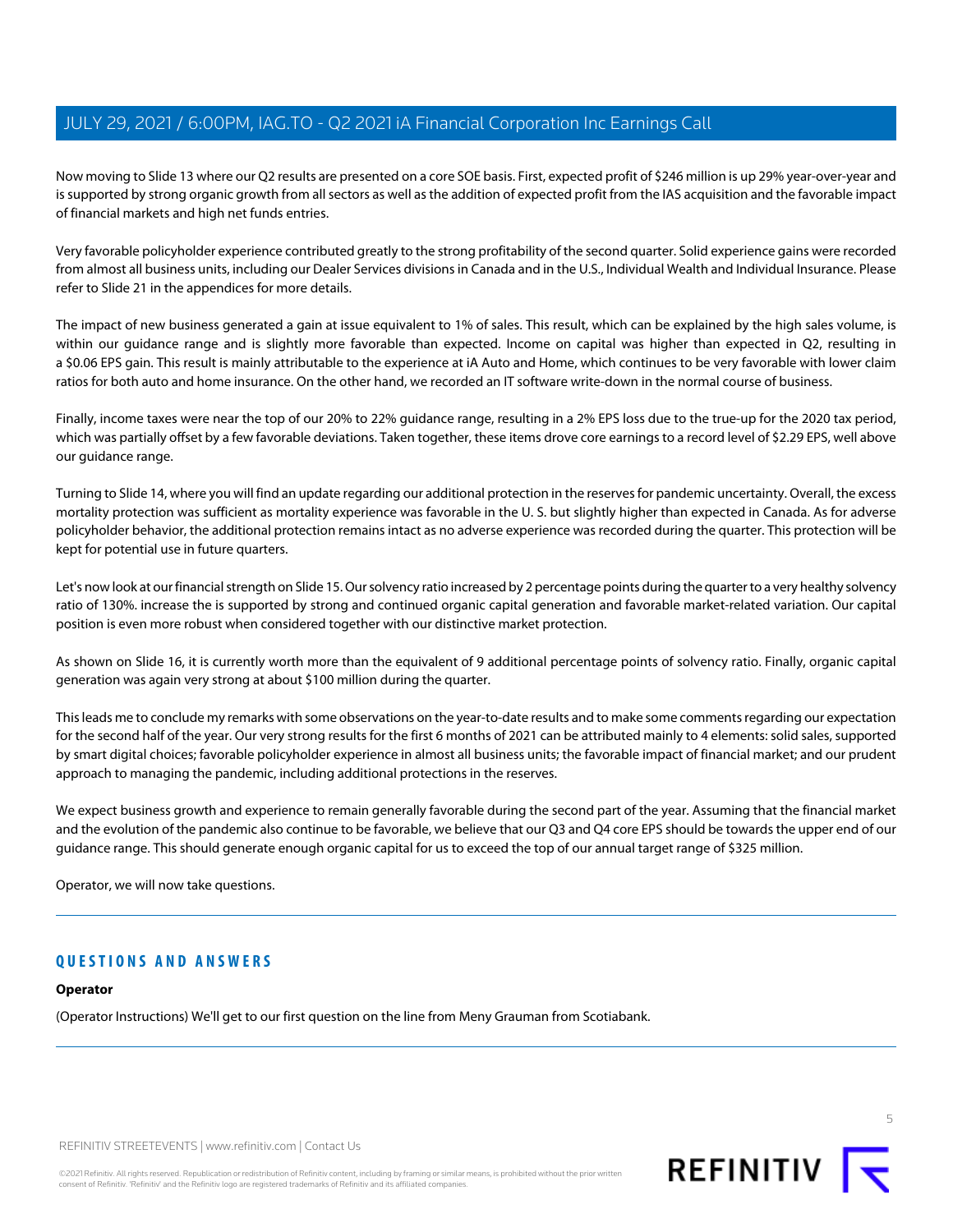Now moving to Slide 13 where our Q2 results are presented on a core SOE basis. First, expected profit of $246 million is up 29% year-over-year and is supported by strong organic growth from all sectors as well as the addition of expected profit from the IAS acquisition and the favorable impact of financial markets and high net funds entries.

Very favorable policyholder experience contributed greatly to the strong profitability of the second quarter. Solid experience gains were recorded from almost all business units, including our Dealer Services divisions in Canada and in the U.S., Individual Wealth and Individual Insurance. Please refer to Slide 21 in the appendices for more details.

The impact of new business generated a gain at issue equivalent to 1% of sales. This result, which can be explained by the high sales volume, is within our guidance range and is slightly more favorable than expected. Income on capital was higher than expected in Q2, resulting in a $0.06 EPS gain. This result is mainly attributable to the experience at iA Auto and Home, which continues to be very favorable with lower claim ratios for both auto and home insurance. On the other hand, we recorded an IT software write-down in the normal course of business.

Finally, income taxes were near the top of our 20% to 22% guidance range, resulting in a 2% EPS loss due to the true-up for the 2020 tax period, which was partially offset by a few favorable deviations. Taken together, these items drove core earnings to a record level of $2.29 EPS, well above our guidance range.

Turning to Slide 14, where you will find an update regarding our additional protection in the reserves for pandemic uncertainty. Overall, the excess mortality protection was sufficient as mortality experience was favorable in the U. S. but slightly higher than expected in Canada. As for adverse policyholder behavior, the additional protection remains intact as no adverse experience was recorded during the quarter. This protection will be kept for potential use in future quarters.

Let's now look at our financial strength on Slide 15. Our solvency ratio increased by 2 percentage points during the quarter to a very healthy solvency ratio of 130%. increase the is supported by strong and continued organic capital generation and favorable market-related variation. Our capital position is even more robust when considered together with our distinctive market protection.

As shown on Slide 16, it is currently worth more than the equivalent of 9 additional percentage points of solvency ratio. Finally, organic capital generation was again very strong at about $100 million during the quarter.

This leads me to conclude my remarks with some observations on the year-to-date results and to make some comments regarding our expectation for the second half of the year. Our very strong results for the first 6 months of 2021 can be attributed mainly to 4 elements: solid sales, supported by smart digital choices; favorable policyholder experience in almost all business units; the favorable impact of financial market; and our prudent approach to managing the pandemic, including additional protections in the reserves.

We expect business growth and experience to remain generally favorable during the second part of the year. Assuming that the financial market and the evolution of the pandemic also continue to be favorable, we believe that our Q3 and Q4 core EPS should be towards the upper end of our guidance range. This should generate enough organic capital for us to exceed the top of our annual target range of $325 million.

Operator, we will now take questions.

## QUESTIONS AND ANSWERS

**Operator**

(Operator Instructions) We'll get to our first question on the line from Meny Grauman from Scotiabank.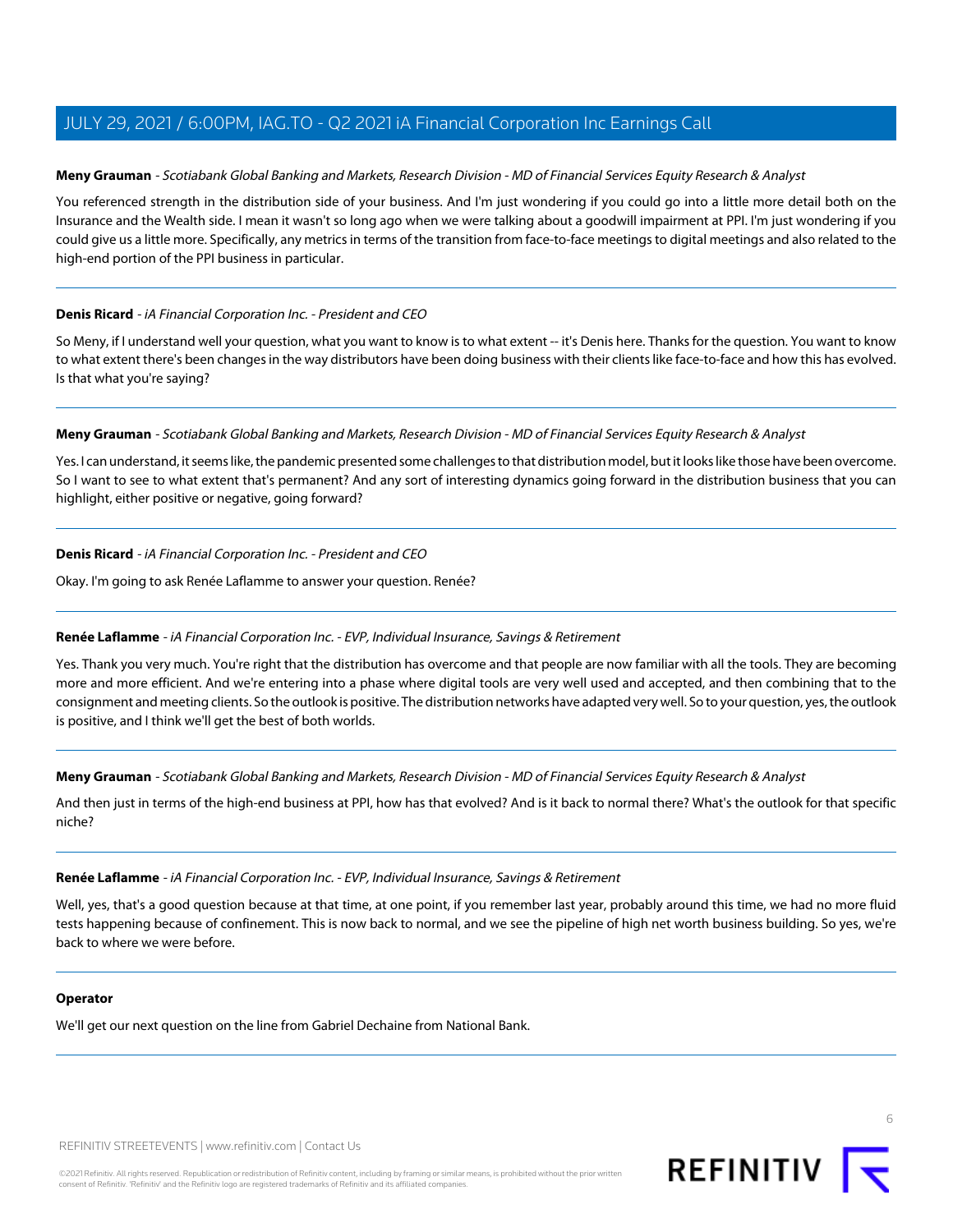**Meny Grauman** - *Scotiabank Global Banking and Markets, Research Division - MD of Financial Services Equity Research & Analyst*

You referenced strength in the distribution side of your business. And I'm just wondering if you could go into a little more detail both on the Insurance and the Wealth side. I mean it wasn't so long ago when we were talking about a goodwill impairment at PPI. I'm just wondering if you could give us a little more. Specifically, any metrics in terms of the transition from face-to-face meetings to digital meetings and also related to the high-end portion of the PPI business in particular.

---

**Denis Ricard** - *iA Financial Corporation Inc. - President and CEO*

So Meny, if I understand well your question, what you want to know is to what extent -- it's Denis here. Thanks for the question. You want to know to what extent there's been changes in the way distributors have been doing business with their clients like face-to-face and how this has evolved. Is that what you're saying?

---

**Meny Grauman** - *Scotiabank Global Banking and Markets, Research Division - MD of Financial Services Equity Research & Analyst*

Yes. I can understand, it seems like, the pandemic presented some challenges to that distribution model, but it looks like those have been overcome. So I want to see to what extent that's permanent? And any sort of interesting dynamics going forward in the distribution business that you can highlight, either positive or negative, going forward?

---

**Denis Ricard** - *iA Financial Corporation Inc. - President and CEO*

Okay. I'm going to ask Renée Laflamme to answer your question. Renée?

---

**Renée Laflamme** - *iA Financial Corporation Inc. - EVP, Individual Insurance, Savings & Retirement*

Yes. Thank you very much. You're right that the distribution has overcome and that people are now familiar with all the tools. They are becoming more and more efficient. And we're entering into a phase where digital tools are very well used and accepted, and then combining that to the consignment and meeting clients. So the outlook is positive. The distribution networks have adapted very well. So to your question, yes, the outlook is positive, and I think we'll get the best of both worlds.

---

**Meny Grauman** - *Scotiabank Global Banking and Markets, Research Division - MD of Financial Services Equity Research & Analyst*

And then just in terms of the high-end business at PPI, how has that evolved? And is it back to normal there? What's the outlook for that specific niche?

---

**Renée Laflamme** - *iA Financial Corporation Inc. - EVP, Individual Insurance, Savings & Retirement*

Well, yes, that's a good question because at that time, at one point, if you remember last year, probably around this time, we had no more fluid tests happening because of confinement. This is now back to normal, and we see the pipeline of high net worth business building. So yes, we're back to where we were before.

---

**Operator**

We'll get our next question on the line from Gabriel Dechaine from National Bank.

---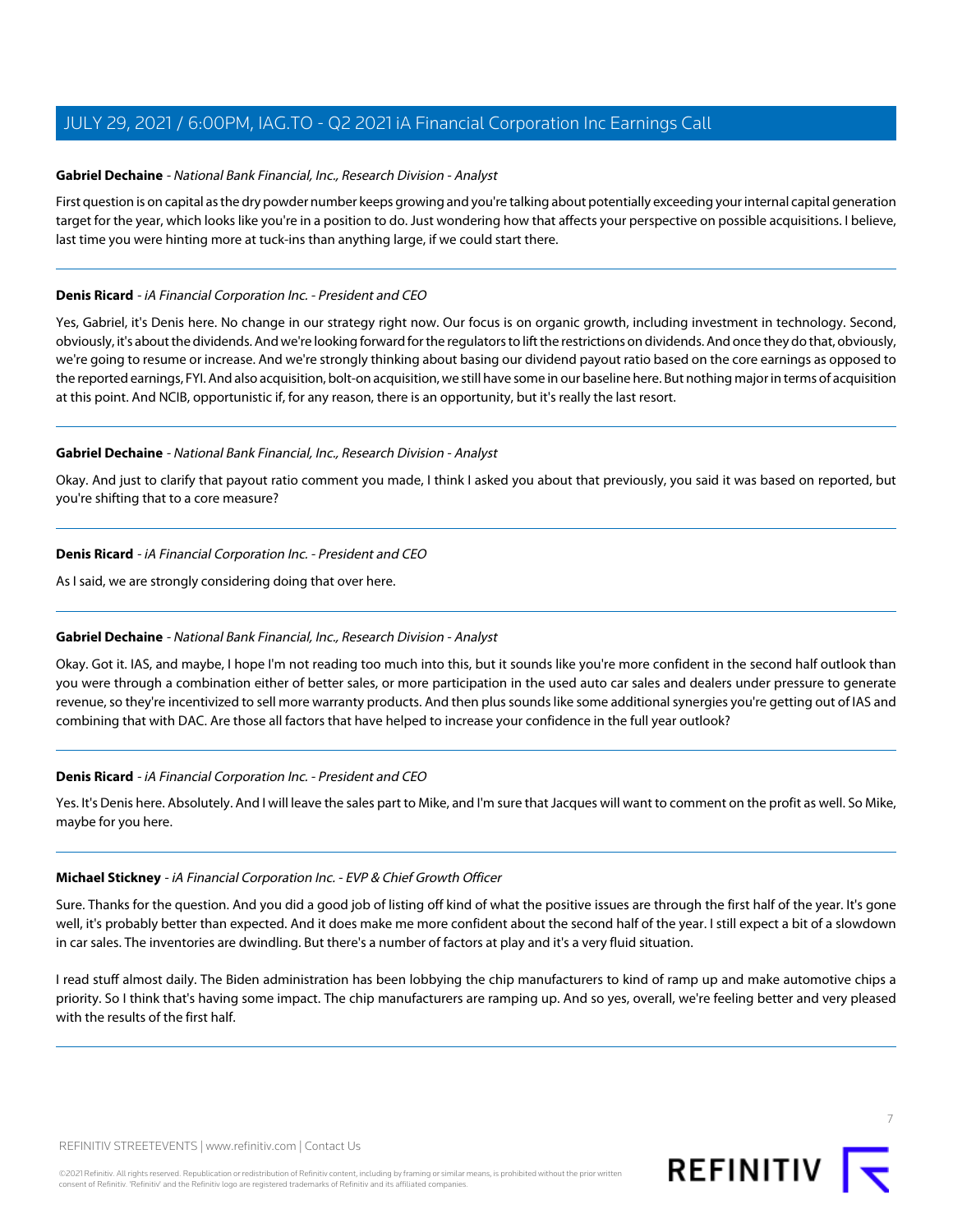**Gabriel Dechaine** - *National Bank Financial, Inc., Research Division - Analyst*

First question is on capital as the dry powder number keeps growing and you're talking about potentially exceeding your internal capital generation target for the year, which looks like you're in a position to do. Just wondering how that affects your perspective on possible acquisitions. I believe, last time you were hinting more at tuck-ins than anything large, if we could start there.

**Denis Ricard** - *iA Financial Corporation Inc. - President and CEO*

Yes, Gabriel, it's Denis here. No change in our strategy right now. Our focus is on organic growth, including investment in technology. Second, obviously, it's about the dividends. And we're looking forward for the regulators to lift the restrictions on dividends. And once they do that, obviously, we're going to resume or increase. And we're strongly thinking about basing our dividend payout ratio based on the core earnings as opposed to the reported earnings, FYI. And also acquisition, bolt-on acquisition, we still have some in our baseline here. But nothing major in terms of acquisition at this point. And NCIB, opportunistic if, for any reason, there is an opportunity, but it's really the last resort.

**Gabriel Dechaine** - *National Bank Financial, Inc., Research Division - Analyst*

Okay. And just to clarify that payout ratio comment you made, I think I asked you about that previously, you said it was based on reported, but you're shifting that to a core measure?

**Denis Ricard** - *iA Financial Corporation Inc. - President and CEO*

As I said, we are strongly considering doing that over here.

**Gabriel Dechaine** - *National Bank Financial, Inc., Research Division - Analyst*

Okay. Got it. IAS, and maybe, I hope I'm not reading too much into this, but it sounds like you're more confident in the second half outlook than you were through a combination either of better sales, or more participation in the used auto car sales and dealers under pressure to generate revenue, so they're incentivized to sell more warranty products. And then plus sounds like some additional synergies you're getting out of IAS and combining that with DAC. Are those all factors that have helped to increase your confidence in the full year outlook?

**Denis Ricard** - *iA Financial Corporation Inc. - President and CEO*

Yes. It's Denis here. Absolutely. And I will leave the sales part to Mike, and I'm sure that Jacques will want to comment on the profit as well. So Mike, maybe for you here.

**Michael Stickney** - *iA Financial Corporation Inc. - EVP & Chief Growth Officer*

Sure. Thanks for the question. And you did a good job of listing off kind of what the positive issues are through the first half of the year. It's gone well, it's probably better than expected. And it does make me more confident about the second half of the year. I still expect a bit of a slowdown in car sales. The inventories are dwindling. But there's a number of factors at play and it's a very fluid situation.

I read stuff almost daily. The Biden administration has been lobbying the chip manufacturers to kind of ramp up and make automotive chips a priority. So I think that's having some impact. The chip manufacturers are ramping up. And so yes, overall, we're feeling better and very pleased with the results of the first half.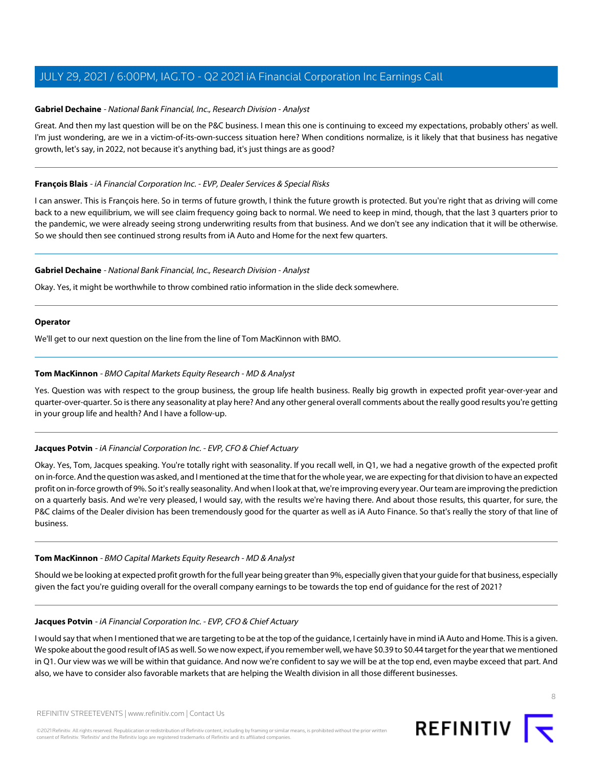**Gabriel Dechaine** - *National Bank Financial, Inc., Research Division - Analyst*

Great. And then my last question will be on the P&C business. I mean this one is continuing to exceed my expectations, probably others' as well. I'm just wondering, are we in a victim-of-its-own-success situation here? When conditions normalize, is it likely that that business has negative growth, let's say, in 2022, not because it's anything bad, it's just things are as good?

---

**François Blais** - *iA Financial Corporation Inc. - EVP, Dealer Services & Special Risks*

I can answer. This is François here. So in terms of future growth, I think the future growth is protected. But you're right that as driving will come back to a new equilibrium, we will see claim frequency going back to normal. We need to keep in mind, though, that the last 3 quarters prior to the pandemic, we were already seeing strong underwriting results from that business. And we don't see any indication that it will be otherwise. So we should then see continued strong results from iA Auto and Home for the next few quarters.

---

**Gabriel Dechaine** - *National Bank Financial, Inc., Research Division - Analyst*

Okay. Yes, it might be worthwhile to throw combined ratio information in the slide deck somewhere.

---

**Operator**

We'll get to our next question on the line from the line of Tom MacKinnon with BMO.

---

**Tom MacKinnon** - *BMO Capital Markets Equity Research - MD & Analyst*

Yes. Question was with respect to the group business, the group life health business. Really big growth in expected profit year-over-year and quarter-over-quarter. So is there any seasonality at play here? And any other general overall comments about the really good results you're getting in your group life and health? And I have a follow-up.

---

**Jacques Potvin** - *iA Financial Corporation Inc. - EVP, CFO & Chief Actuary*

Okay. Yes, Tom, Jacques speaking. You're totally right with seasonality. If you recall well, in Q1, we had a negative growth of the expected profit on in-force. And the question was asked, and I mentioned at the time that for the whole year, we are expecting for that division to have an expected profit on in-force growth of 9%. So it's really seasonality. And when I look at that, we're improving every year. Our team are improving the prediction on a quarterly basis. And we're very pleased, I would say, with the results we're having there. And about those results, this quarter, for sure, the P&C claims of the Dealer division has been tremendously good for the quarter as well as iA Auto Finance. So that's really the story of that line of business.

---

**Tom MacKinnon** - *BMO Capital Markets Equity Research - MD & Analyst*

Should we be looking at expected profit growth for the full year being greater than 9%, especially given that your guide for that business, especially given the fact you're guiding overall for the overall company earnings to be towards the top end of guidance for the rest of 2021?

---

**Jacques Potvin** - *iA Financial Corporation Inc. - EVP, CFO & Chief Actuary*

I would say that when I mentioned that we are targeting to be at the top of the guidance, I certainly have in mind iA Auto and Home. This is a given. We spoke about the good result of IAS as well. So we now expect, if you remember well, we have $0.39 to $0.44 target for the year that we mentioned in Q1. Our view was we will be within that guidance. And now we're confident to say we will be at the top end, even maybe exceed that part. And also, we have to consider also favorable markets that are helping the Wealth division in all those different businesses.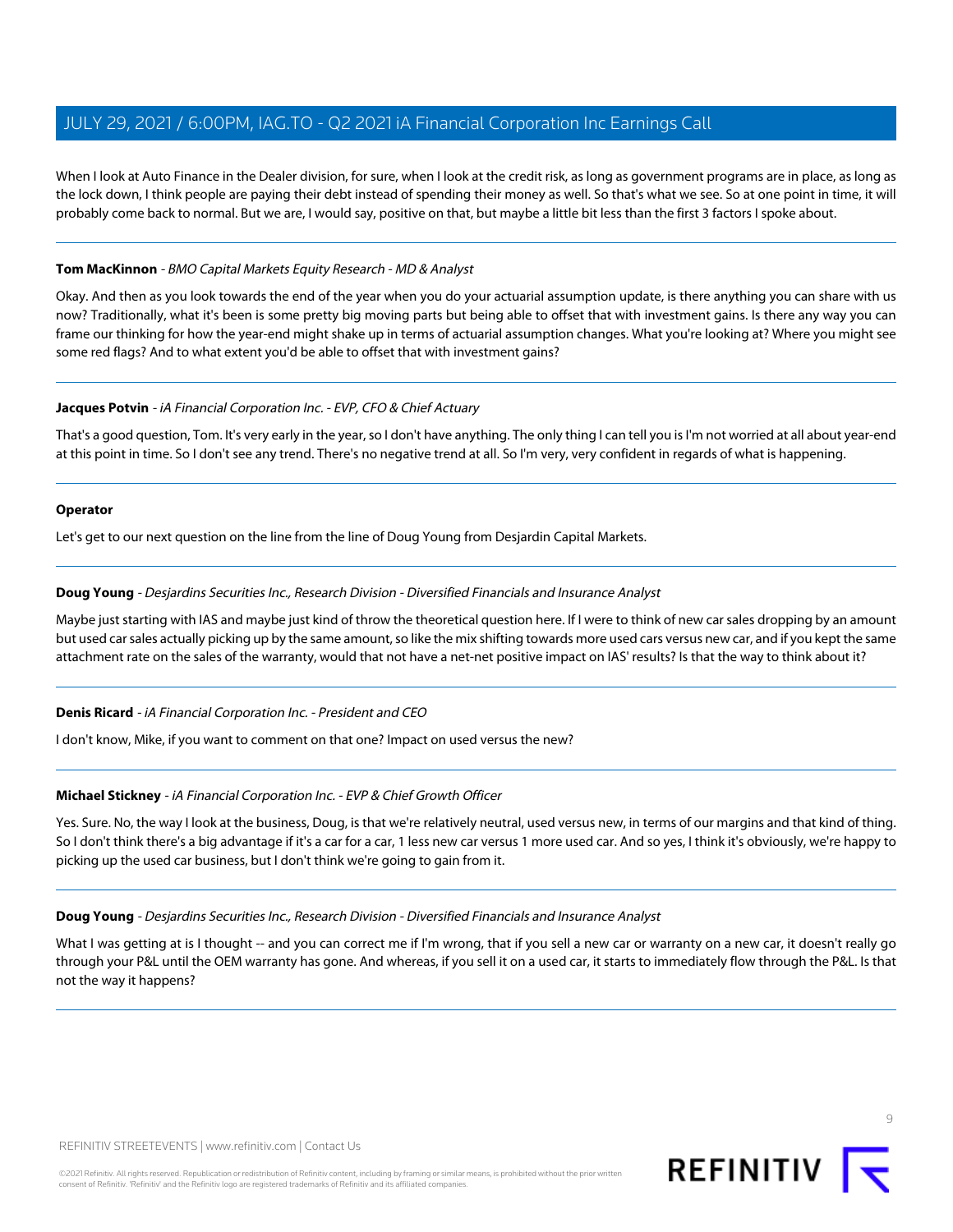When I look at Auto Finance in the Dealer division, for sure, when I look at the credit risk, as long as government programs are in place, as long as the lock down, I think people are paying their debt instead of spending their money as well. So that's what we see. So at one point in time, it will probably come back to normal. But we are, I would say, positive on that, but maybe a little bit less than the first 3 factors I spoke about.

---

**Tom MacKinnon** - *BMO Capital Markets Equity Research - MD & Analyst*

Okay. And then as you look towards the end of the year when you do your actuarial assumption update, is there anything you can share with us now? Traditionally, what it's been is some pretty big moving parts but being able to offset that with investment gains. Is there any way you can frame our thinking for how the year-end might shake up in terms of actuarial assumption changes. What you're looking at? Where you might see some red flags? And to what extent you'd be able to offset that with investment gains?

---

**Jacques Potvin** - *iA Financial Corporation Inc. - EVP, CFO & Chief Actuary*

That's a good question, Tom. It's very early in the year, so I don't have anything. The only thing I can tell you is I'm not worried at all about year-end at this point in time. So I don't see any trend. There's no negative trend at all. So I'm very, very confident in regards of what is happening.

---

**Operator**

Let's get to our next question on the line from the line of Doug Young from Desjardin Capital Markets.

---

**Doug Young** - *Desjardins Securities Inc., Research Division - Diversified Financials and Insurance Analyst*

Maybe just starting with IAS and maybe just kind of throw the theoretical question here. If I were to think of new car sales dropping by an amount but used car sales actually picking up by the same amount, so like the mix shifting towards more used cars versus new car, and if you kept the same attachment rate on the sales of the warranty, would that not have a net-net positive impact on IAS' results? Is that the way to think about it?

---

**Denis Ricard** - *iA Financial Corporation Inc. - President and CEO*

I don't know, Mike, if you want to comment on that one? Impact on used versus the new?

---

**Michael Stickney** - *iA Financial Corporation Inc. - EVP & Chief Growth Officer*

Yes. Sure. No, the way I look at the business, Doug, is that we're relatively neutral, used versus new, in terms of our margins and that kind of thing. So I don't think there's a big advantage if it's a car for a car, 1 less new car versus 1 more used car. And so yes, I think it's obviously, we're happy to picking up the used car business, but I don't think we're going to gain from it.

---

**Doug Young** - *Desjardins Securities Inc., Research Division - Diversified Financials and Insurance Analyst*

What I was getting at is I thought -- and you can correct me if I'm wrong, that if you sell a new car or warranty on a new car, it doesn't really go through your P&L until the OEM warranty has gone. And whereas, if you sell it on a used car, it starts to immediately flow through the P&L. Is that not the way it happens?

---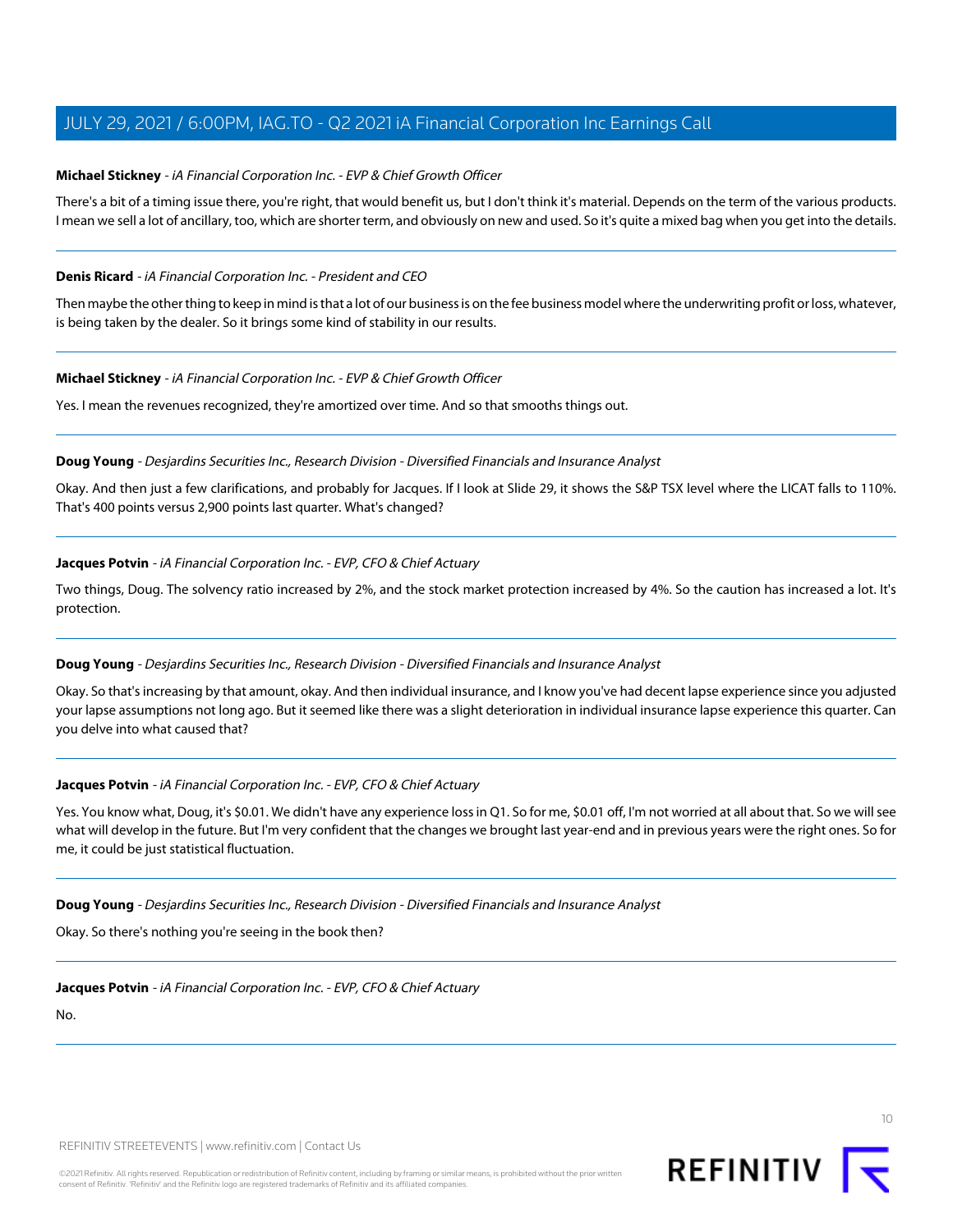**Michael Stickney** - *iA Financial Corporation Inc. - EVP & Chief Growth Officer*

There's a bit of a timing issue there, you're right, that would benefit us, but I don't think it's material. Depends on the term of the various products. I mean we sell a lot of ancillary, too, which are shorter term, and obviously on new and used. So it's quite a mixed bag when you get into the details.

---

**Denis Ricard** - *iA Financial Corporation Inc. - President and CEO*

Then maybe the other thing to keep in mind is that a lot of our business is on the fee business model where the underwriting profit or loss, whatever, is being taken by the dealer. So it brings some kind of stability in our results.

---

**Michael Stickney** - *iA Financial Corporation Inc. - EVP & Chief Growth Officer*

Yes. I mean the revenues recognized, they're amortized over time. And so that smooths things out.

---

**Doug Young** - *Desjardins Securities Inc., Research Division - Diversified Financials and Insurance Analyst*

Okay. And then just a few clarifications, and probably for Jacques. If I look at Slide 29, it shows the S&P TSX level where the LICAT falls to 110%. That's 400 points versus 2,900 points last quarter. What's changed?

---

**Jacques Potvin** - *iA Financial Corporation Inc. - EVP, CFO & Chief Actuary*

Two things, Doug. The solvency ratio increased by 2%, and the stock market protection increased by 4%. So the caution has increased a lot. It's protection.

---

**Doug Young** - *Desjardins Securities Inc., Research Division - Diversified Financials and Insurance Analyst*

Okay. So that's increasing by that amount, okay. And then individual insurance, and I know you've had decent lapse experience since you adjusted your lapse assumptions not long ago. But it seemed like there was a slight deterioration in individual insurance lapse experience this quarter. Can you delve into what caused that?

---

**Jacques Potvin** - *iA Financial Corporation Inc. - EVP, CFO & Chief Actuary*

Yes. You know what, Doug, it's $0.01. We didn't have any experience loss in Q1. So for me, $0.01 off, I'm not worried at all about that. So we will see what will develop in the future. But I'm very confident that the changes we brought last year-end and in previous years were the right ones. So for me, it could be just statistical fluctuation.

---

**Doug Young** - *Desjardins Securities Inc., Research Division - Diversified Financials and Insurance Analyst*

Okay. So there's nothing you're seeing in the book then?

---

**Jacques Potvin** - *iA Financial Corporation Inc. - EVP, CFO & Chief Actuary*

No.

---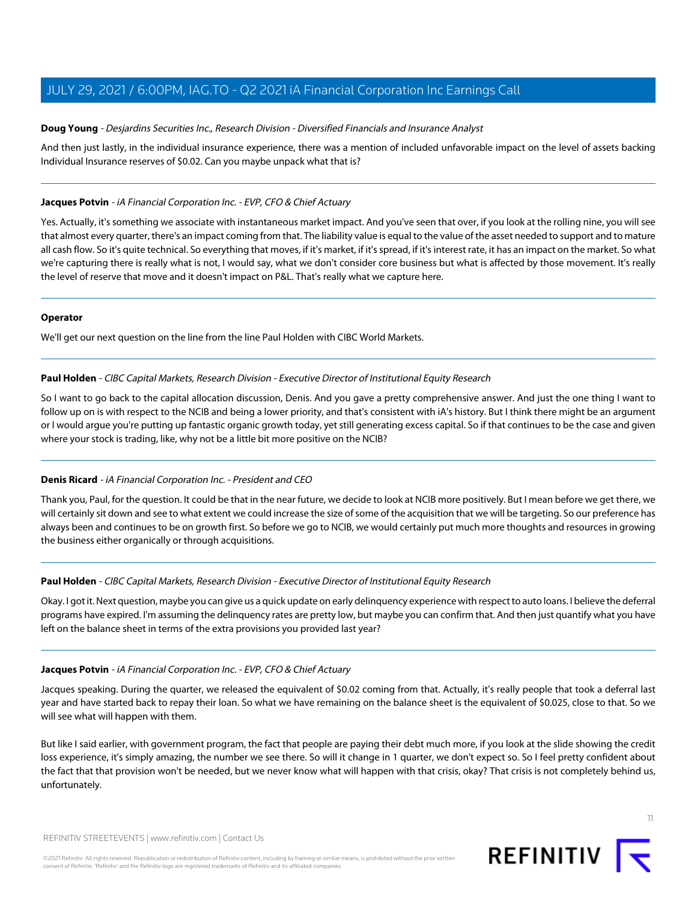**Doug Young** - *Desjardins Securities Inc., Research Division - Diversified Financials and Insurance Analyst*

And then just lastly, in the individual insurance experience, there was a mention of included unfavorable impact on the level of assets backing Individual Insurance reserves of $0.02. Can you maybe unpack what that is?

---

**Jacques Potvin** - *iA Financial Corporation Inc. - EVP, CFO & Chief Actuary*

Yes. Actually, it's something we associate with instantaneous market impact. And you've seen that over, if you look at the rolling nine, you will see that almost every quarter, there's an impact coming from that. The liability value is equal to the value of the asset needed to support and to mature all cash flow. So it's quite technical. So everything that moves, if it's market, if it's spread, if it's interest rate, it has an impact on the market. So what we're capturing there is really what is not, I would say, what we don't consider core business but what is affected by those movement. It's really the level of reserve that move and it doesn't impact on P&L. That's really what we capture here.

---

**Operator**

We'll get our next question on the line from the line Paul Holden with CIBC World Markets.

---

**Paul Holden** - *CIBC Capital Markets, Research Division - Executive Director of Institutional Equity Research*

So I want to go back to the capital allocation discussion, Denis. And you gave a pretty comprehensive answer. And just the one thing I want to follow up on is with respect to the NCIB and being a lower priority, and that's consistent with iA's history. But I think there might be an argument or I would argue you're putting up fantastic organic growth today, yet still generating excess capital. So if that continues to be the case and given where your stock is trading, like, why not be a little bit more positive on the NCIB?

---

**Denis Ricard** - *iA Financial Corporation Inc. - President and CEO*

Thank you, Paul, for the question. It could be that in the near future, we decide to look at NCIB more positively. But I mean before we get there, we will certainly sit down and see to what extent we could increase the size of some of the acquisition that we will be targeting. So our preference has always been and continues to be on growth first. So before we go to NCIB, we would certainly put much more thoughts and resources in growing the business either organically or through acquisitions.

---

**Paul Holden** - *CIBC Capital Markets, Research Division - Executive Director of Institutional Equity Research*

Okay. I got it. Next question, maybe you can give us a quick update on early delinquency experience with respect to auto loans. I believe the deferral programs have expired. I'm assuming the delinquency rates are pretty low, but maybe you can confirm that. And then just quantify what you have left on the balance sheet in terms of the extra provisions you provided last year?

---

**Jacques Potvin** - *iA Financial Corporation Inc. - EVP, CFO & Chief Actuary*

Jacques speaking. During the quarter, we released the equivalent of $0.02 coming from that. Actually, it's really people that took a deferral last year and have started back to repay their loan. So what we have remaining on the balance sheet is the equivalent of $0.025, close to that. So we will see what will happen with them.

But like I said earlier, with government program, the fact that people are paying their debt much more, if you look at the slide showing the credit loss experience, it's simply amazing, the number we see there. So will it change in 1 quarter, we don't expect so. So I feel pretty confident about the fact that that provision won't be needed, but we never know what will happen with that crisis, okay? That crisis is not completely behind us, unfortunately.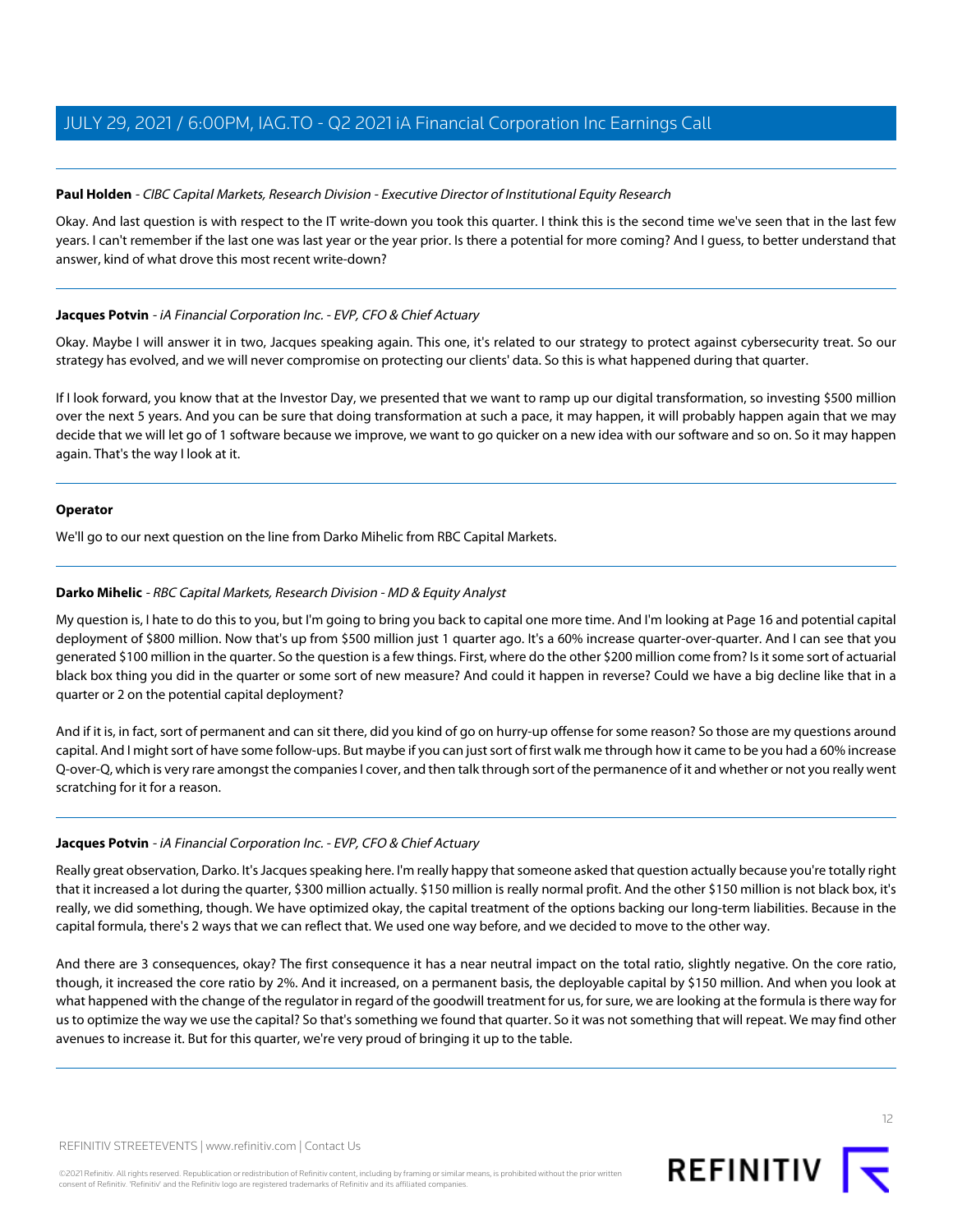**Paul Holden** - *CIBC Capital Markets, Research Division - Executive Director of Institutional Equity Research*

Okay. And last question is with respect to the IT write-down you took this quarter. I think this is the second time we've seen that in the last few years. I can't remember if the last one was last year or the year prior. Is there a potential for more coming? And I guess, to better understand that answer, kind of what drove this most recent write-down?

---

**Jacques Potvin** - *iA Financial Corporation Inc. - EVP, CFO & Chief Actuary*

Okay. Maybe I will answer it in two, Jacques speaking again. This one, it's related to our strategy to protect against cybersecurity treat. So our strategy has evolved, and we will never compromise on protecting our clients' data. So this is what happened during that quarter.

If I look forward, you know that at the Investor Day, we presented that we want to ramp up our digital transformation, so investing $500 million over the next 5 years. And you can be sure that doing transformation at such a pace, it may happen, it will probably happen again that we may decide that we will let go of 1 software because we improve, we want to go quicker on a new idea with our software and so on. So it may happen again. That's the way I look at it.

---

**Operator**

We'll go to our next question on the line from Darko Mihelic from RBC Capital Markets.

---

**Darko Mihelic** - *RBC Capital Markets, Research Division - MD & Equity Analyst*

My question is, I hate to do this to you, but I'm going to bring you back to capital one more time. And I'm looking at Page 16 and potential capital deployment of $800 million. Now that's up from $500 million just 1 quarter ago. It's a 60% increase quarter-over-quarter. And I can see that you generated $100 million in the quarter. So the question is a few things. First, where do the other $200 million come from? Is it some sort of actuarial black box thing you did in the quarter or some sort of new measure? And could it happen in reverse? Could we have a big decline like that in a quarter or 2 on the potential capital deployment?

And if it is, in fact, sort of permanent and can sit there, did you kind of go on hurry-up offense for some reason? So those are my questions around capital. And I might sort of have some follow-ups. But maybe if you can just sort of first walk me through how it came to be you had a 60% increase Q-over-Q, which is very rare amongst the companies I cover, and then talk through sort of the permanence of it and whether or not you really went scratching for it for a reason.

---

**Jacques Potvin** - *iA Financial Corporation Inc. - EVP, CFO & Chief Actuary*

Really great observation, Darko. It's Jacques speaking here. I'm really happy that someone asked that question actually because you're totally right that it increased a lot during the quarter, $300 million actually. $150 million is really normal profit. And the other $150 million is not black box, it's really, we did something, though. We have optimized okay, the capital treatment of the options backing our long-term liabilities. Because in the capital formula, there's 2 ways that we can reflect that. We used one way before, and we decided to move to the other way.

And there are 3 consequences, okay? The first consequence it has a near neutral impact on the total ratio, slightly negative. On the core ratio, though, it increased the core ratio by 2%. And it increased, on a permanent basis, the deployable capital by $150 million. And when you look at what happened with the change of the regulator in regard of the goodwill treatment for us, for sure, we are looking at the formula is there way for us to optimize the way we use the capital? So that's something we found that quarter. So it was not something that will repeat. We may find other avenues to increase it. But for this quarter, we're very proud of bringing it up to the table.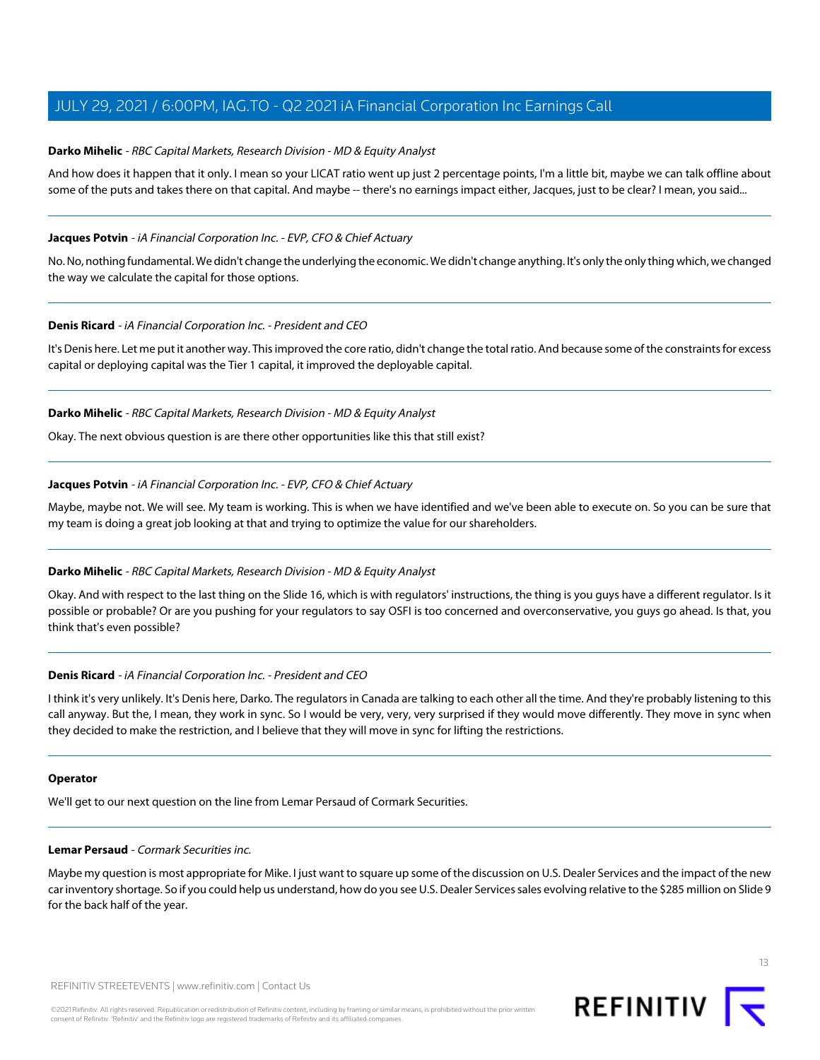**Darko Mihelic** - *RBC Capital Markets, Research Division - MD & Equity Analyst*

And how does it happen that it only. I mean so your LICAT ratio went up just 2 percentage points, I'm a little bit, maybe we can talk offline about some of the puts and takes there on that capital. And maybe -- there's no earnings impact either, Jacques, just to be clear? I mean, you said...

---

**Jacques Potvin** - *iA Financial Corporation Inc. - EVP, CFO & Chief Actuary*

No. No, nothing fundamental. We didn't change the underlying the economic. We didn't change anything. It's only the only thing which, we changed the way we calculate the capital for those options.

---

**Denis Ricard** - *iA Financial Corporation Inc. - President and CEO*

It's Denis here. Let me put it another way. This improved the core ratio, didn't change the total ratio. And because some of the constraints for excess capital or deploying capital was the Tier 1 capital, it improved the deployable capital.

---

**Darko Mihelic** - *RBC Capital Markets, Research Division - MD & Equity Analyst*

Okay. The next obvious question is are there other opportunities like this that still exist?

---

**Jacques Potvin** - *iA Financial Corporation Inc. - EVP, CFO & Chief Actuary*

Maybe, maybe not. We will see. My team is working. This is when we have identified and we've been able to execute on. So you can be sure that my team is doing a great job looking at that and trying to optimize the value for our shareholders.

---

**Darko Mihelic** - *RBC Capital Markets, Research Division - MD & Equity Analyst*

Okay. And with respect to the last thing on the Slide 16, which is with regulators' instructions, the thing is you guys have a different regulator. Is it possible or probable? Or are you pushing for your regulators to say OSFI is too concerned and overconservative, you guys go ahead. Is that, you think that's even possible?

---

**Denis Ricard** - *iA Financial Corporation Inc. - President and CEO*

I think it's very unlikely. It's Denis here, Darko. The regulators in Canada are talking to each other all the time. And they're probably listening to this call anyway. But the, I mean, they work in sync. So I would be very, very, very surprised if they would move differently. They move in sync when they decided to make the restriction, and I believe that they will move in sync for lifting the restrictions.

---

**Operator**

We'll get to our next question on the line from Lemar Persaud of Cormark Securities.

---

**Lemar Persaud** - *Cormark Securities inc.*

Maybe my question is most appropriate for Mike. I just want to square up some of the discussion on U.S. Dealer Services and the impact of the new car inventory shortage. So if you could help us understand, how do you see U.S. Dealer Services sales evolving relative to the $285 million on Slide 9 for the back half of the year.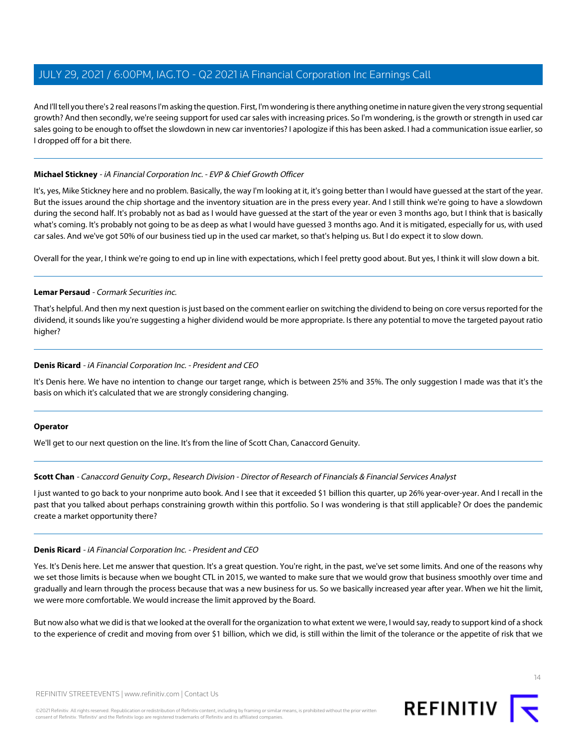And I'll tell you there's 2 real reasons I'm asking the question. First, I'm wondering is there anything onetime in nature given the very strong sequential growth? And then secondly, we're seeing support for used car sales with increasing prices. So I'm wondering, is the growth or strength in used car sales going to be enough to offset the slowdown in new car inventories? I apologize if this has been asked. I had a communication issue earlier, so I dropped off for a bit there.

---

**Michael Stickney** - *iA Financial Corporation Inc. - EVP & Chief Growth Officer*

It's, yes, Mike Stickney here and no problem. Basically, the way I'm looking at it, it's going better than I would have guessed at the start of the year. But the issues around the chip shortage and the inventory situation are in the press every year. And I still think we're going to have a slowdown during the second half. It's probably not as bad as I would have guessed at the start of the year or even 3 months ago, but I think that is basically what's coming. It's probably not going to be as deep as what I would have guessed 3 months ago. And it is mitigated, especially for us, with used car sales. And we've got 50% of our business tied up in the used car market, so that's helping us. But I do expect it to slow down.

Overall for the year, I think we're going to end up in line with expectations, which I feel pretty good about. But yes, I think it will slow down a bit.

---

**Lemar Persaud** - *Cormark Securities inc.*

That's helpful. And then my next question is just based on the comment earlier on switching the dividend to being on core versus reported for the dividend, it sounds like you're suggesting a higher dividend would be more appropriate. Is there any potential to move the targeted payout ratio higher?

---

**Denis Ricard** - *iA Financial Corporation Inc. - President and CEO*

It's Denis here. We have no intention to change our target range, which is between 25% and 35%. The only suggestion I made was that it's the basis on which it's calculated that we are strongly considering changing.

---

**Operator**

We'll get to our next question on the line. It's from the line of Scott Chan, Canaccord Genuity.

---

**Scott Chan** - *Canaccord Genuity Corp., Research Division - Director of Research of Financials & Financial Services Analyst*

I just wanted to go back to your nonprime auto book. And I see that it exceeded $1 billion this quarter, up 26% year-over-year. And I recall in the past that you talked about perhaps constraining growth within this portfolio. So I was wondering is that still applicable? Or does the pandemic create a market opportunity there?

---

**Denis Ricard** - *iA Financial Corporation Inc. - President and CEO*

Yes. It's Denis here. Let me answer that question. It's a great question. You're right, in the past, we've set some limits. And one of the reasons why we set those limits is because when we bought CTL in 2015, we wanted to make sure that we would grow that business smoothly over time and gradually and learn through the process because that was a new business for us. So we basically increased year after year. When we hit the limit, we were more comfortable. We would increase the limit approved by the Board.

But now also what we did is that we looked at the overall for the organization to what extent we were, I would say, ready to support kind of a shock to the experience of credit and moving from over $1 billion, which we did, is still within the limit of the tolerance or the appetite of risk that we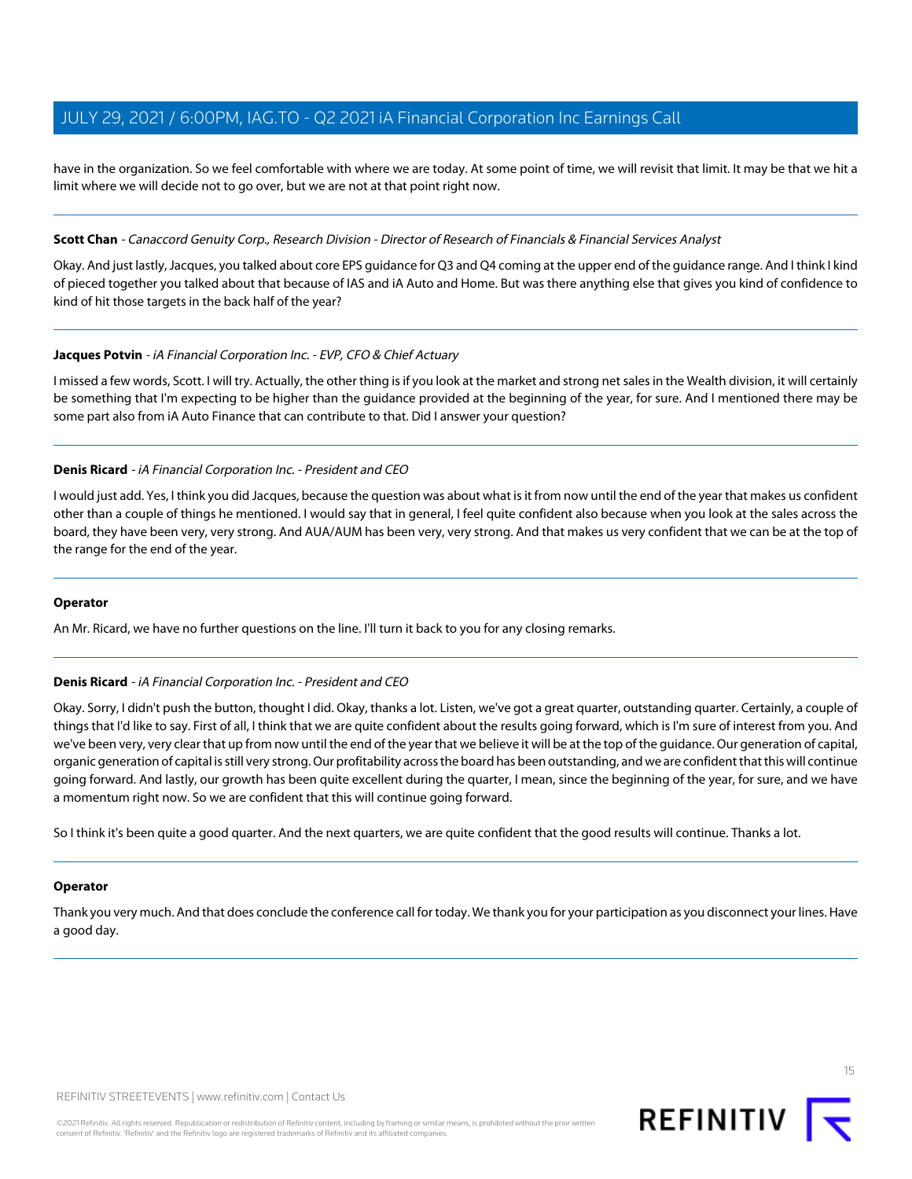have in the organization. So we feel comfortable with where we are today. At some point of time, we will revisit that limit. It may be that we hit a limit where we will decide not to go over, but we are not at that point right now.

---

**Scott Chan** - *Canaccord Genuity Corp., Research Division - Director of Research of Financials & Financial Services Analyst*

Okay. And just lastly, Jacques, you talked about core EPS guidance for Q3 and Q4 coming at the upper end of the guidance range. And I think I kind of pieced together you talked about that because of IAS and iA Auto and Home. But was there anything else that gives you kind of confidence to kind of hit those targets in the back half of the year?

---

**Jacques Potvin** - *iA Financial Corporation Inc. - EVP, CFO & Chief Actuary*

I missed a few words, Scott. I will try. Actually, the other thing is if you look at the market and strong net sales in the Wealth division, it will certainly be something that I'm expecting to be higher than the guidance provided at the beginning of the year, for sure. And I mentioned there may be some part also from iA Auto Finance that can contribute to that. Did I answer your question?

---

**Denis Ricard** - *iA Financial Corporation Inc. - President and CEO*

I would just add. Yes, I think you did Jacques, because the question was about what is it from now until the end of the year that makes us confident other than a couple of things he mentioned. I would say that in general, I feel quite confident also because when you look at the sales across the board, they have been very, very strong. And AUA/AUM has been very, very strong. And that makes us very confident that we can be at the top of the range for the end of the year.

---

**Operator**

An Mr. Ricard, we have no further questions on the line. I'll turn it back to you for any closing remarks.

---

**Denis Ricard** - *iA Financial Corporation Inc. - President and CEO*

Okay. Sorry, I didn't push the button, thought I did. Okay, thanks a lot. Listen, we've got a great quarter, outstanding quarter. Certainly, a couple of things that I'd like to say. First of all, I think that we are quite confident about the results going forward, which is I'm sure of interest from you. And we've been very, very clear that up from now until the end of the year that we believe it will be at the top of the guidance. Our generation of capital, organic generation of capital is still very strong. Our profitability across the board has been outstanding, and we are confident that this will continue going forward. And lastly, our growth has been quite excellent during the quarter, I mean, since the beginning of the year, for sure, and we have a momentum right now. So we are confident that this will continue going forward.

So I think it's been quite a good quarter. And the next quarters, we are quite confident that the good results will continue. Thanks a lot.

---

**Operator**

Thank you very much. And that does conclude the conference call for today. We thank you for your participation as you disconnect your lines. Have a good day.

---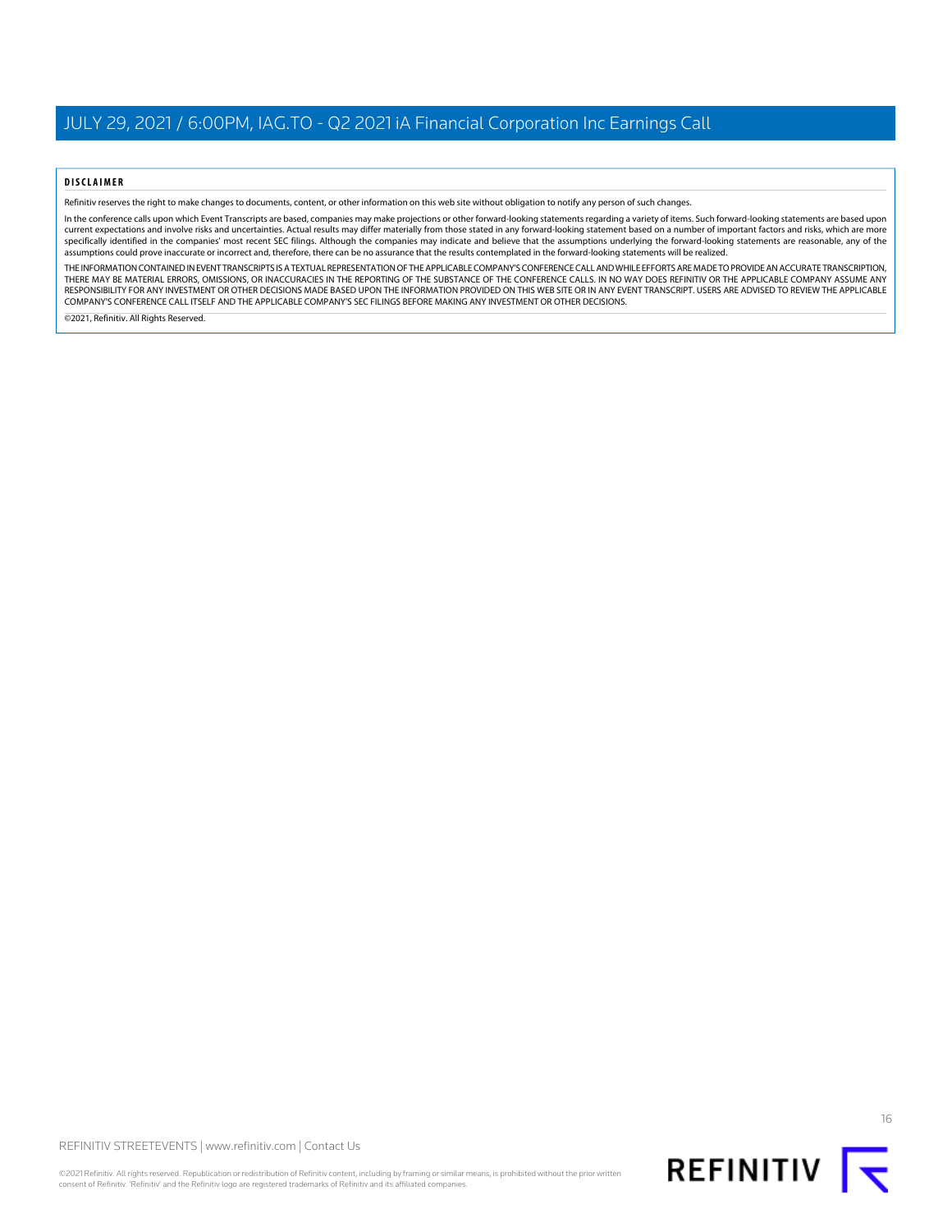## DISCLAIMER

Refinitiv reserves the right to make changes to documents, content, or other information on this web site without obligation to notify any person of such changes.

In the conference calls upon which Event Transcripts are based, companies may make projections or other forward-looking statements regarding a variety of items. Such forward-looking statements are based upon current expectations and involve risks and uncertainties. Actual results may differ materially from those stated in any forward-looking statement based on a number of important factors and risks, which are more specifically identified in the companies' most recent SEC filings. Although the companies may indicate and believe that the assumptions underlying the forward-looking statements are reasonable, any of the assumptions could prove inaccurate or incorrect and, therefore, there can be no assurance that the results contemplated in the forward-looking statements will be realized.

THE INFORMATION CONTAINED IN EVENT TRANSCRIPTS IS A TEXTUAL REPRESENTATION OF THE APPLICABLE COMPANY'S CONFERENCE CALL AND WHILE EFFORTS ARE MADE TO PROVIDE AN ACCURATE TRANSCRIPTION, THERE MAY BE MATERIAL ERRORS, OMISSIONS, OR INACCURACIES IN THE REPORTING OF THE SUBSTANCE OF THE CONFERENCE CALLS. IN NO WAY DOES REFINITIV OR THE APPLICABLE COMPANY ASSUME ANY RESPONSIBILITY FOR ANY INVESTMENT OR OTHER DECISIONS MADE BASED UPON THE INFORMATION PROVIDED ON THIS WEB SITE OR IN ANY EVENT TRANSCRIPT. USERS ARE ADVISED TO REVIEW THE APPLICABLE COMPANY'S CONFERENCE CALL ITSELF AND THE APPLICABLE COMPANY'S SEC FILINGS BEFORE MAKING ANY INVESTMENT OR OTHER DECISIONS.

©2021, Refinitiv. All Rights Reserved.